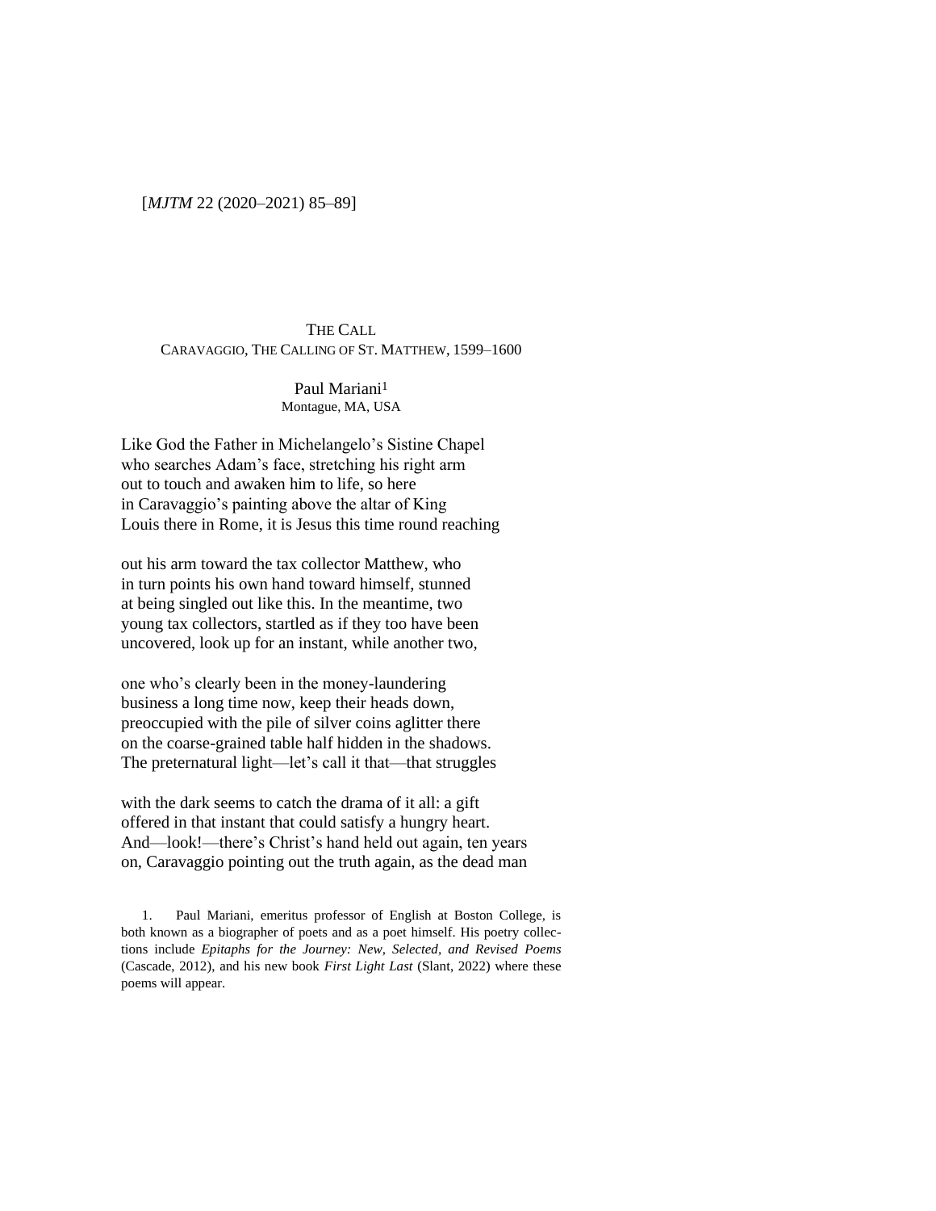# THE CALL

## CARAVAGGIO, THE CALLING OF ST. MATTHEW, 1599–1600

Paul Mariani[1]
Montague, MA, USA

Like God the Father in Michelangelo's Sistine Chapel
who searches Adam's face, stretching his right arm
out to touch and awaken him to life, so here
in Caravaggio's painting above the altar of King
Louis there in Rome, it is Jesus this time round reaching

out his arm toward the tax collector Matthew, who
in turn points his own hand toward himself, stunned
at being singled out like this. In the meantime, two
young tax collectors, startled as if they too have been
uncovered, look up for an instant, while another two,

one who's clearly been in the money-laundering
business a long time now, keep their heads down,
preoccupied with the pile of silver coins aglitter there
on the coarse-grained table half hidden in the shadows.
The preternatural light—let's call it that—that struggles

with the dark seems to catch the drama of it all: a gift
offered in that instant that could satisfy a hungry heart.
And—look!—there's Christ's hand held out again, ten years
on, Caravaggio pointing out the truth again, as the dead man

1. Paul Mariani, emeritus professor of English at Boston College, is both known as a biographer of poets and as a poet himself. His poetry collections include *Epitaphs for the Journey: New, Selected, and Revised Poems* (Cascade, 2012), and his new book *First Light Last* (Slant, 2022) where these poems will appear.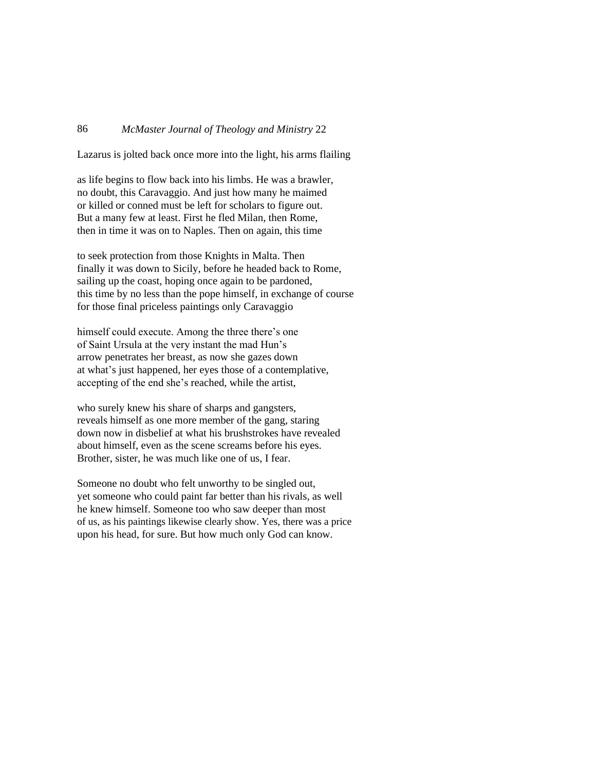Lazarus is jolted back once more into the light, his arms flailing

as life begins to flow back into his limbs. He was a brawler,  
no doubt, this Caravaggio. And just how many he maimed  
or killed or conned must be left for scholars to figure out.  
But a many few at least. First he fled Milan, then Rome,  
then in time it was on to Naples. Then on again, this time

to seek protection from those Knights in Malta. Then  
finally it was down to Sicily, before he headed back to Rome,  
sailing up the coast, hoping once again to be pardoned,  
this time by no less than the pope himself, in exchange of course  
for those final priceless paintings only Caravaggio

himself could execute. Among the three there's one  
of Saint Ursula at the very instant the mad Hun's  
arrow penetrates her breast, as now she gazes down  
at what's just happened, her eyes those of a contemplative,  
accepting of the end she's reached, while the artist,

who surely knew his share of sharps and gangsters,  
reveals himself as one more member of the gang, staring  
down now in disbelief at what his brushstrokes have revealed  
about himself, even as the scene screams before his eyes.  
Brother, sister, he was much like one of us, I fear.

Someone no doubt who felt unworthy to be singled out,  
yet someone who could paint far better than his rivals, as well  
he knew himself. Someone too who saw deeper than most  
of us, as his paintings likewise clearly show. Yes, there was a price  
upon his head, for sure. But how much only God can know.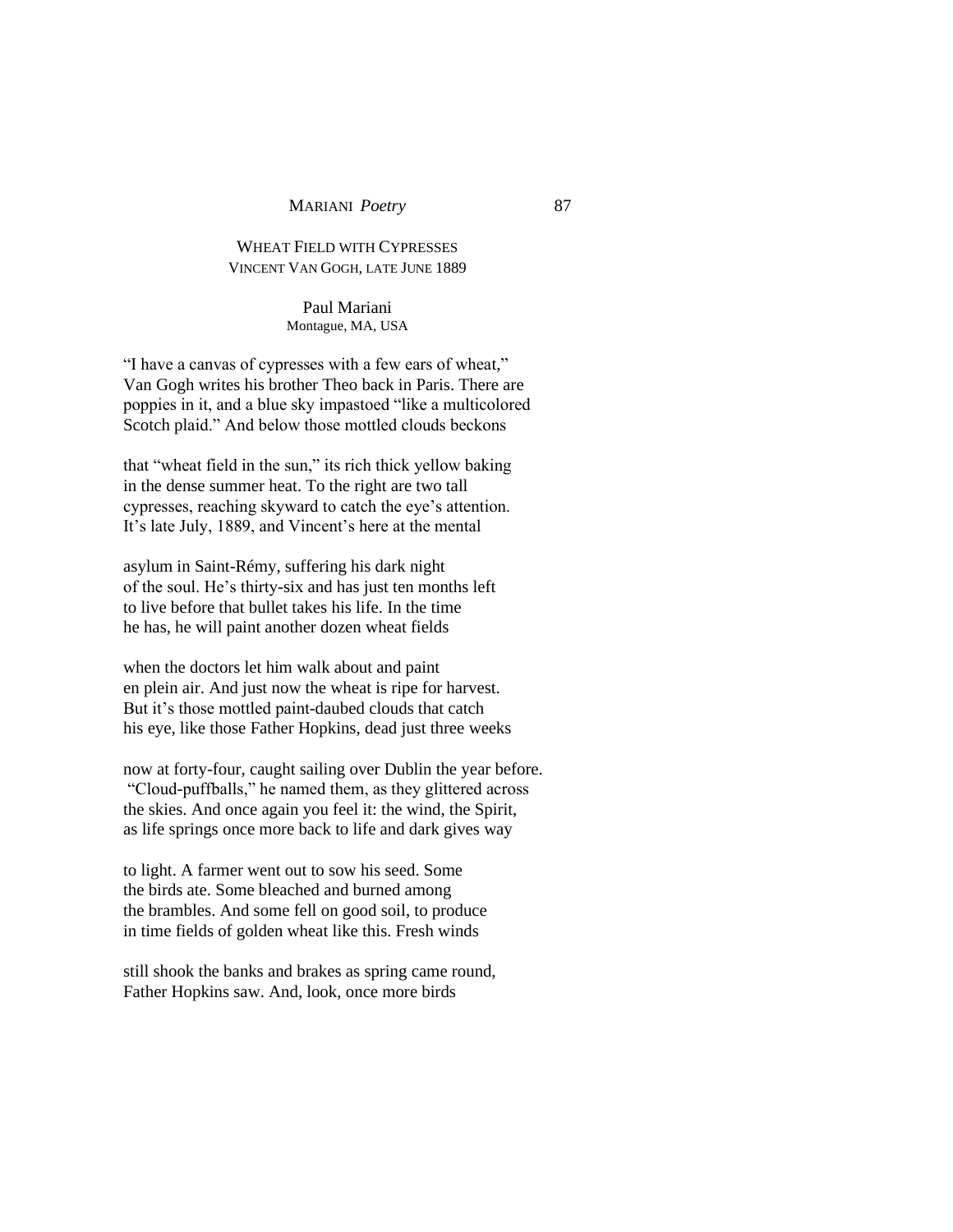## WHEAT FIELD WITH CYPRESSES

VINCENT VAN GOGH, LATE JUNE 1889

Paul Mariani
Montague, MA, USA

"I have a canvas of cypresses with a few ears of wheat,"
Van Gogh writes his brother Theo back in Paris. There are
poppies in it, and a blue sky impastoed "like a multicolored
Scotch plaid." And below those mottled clouds beckons

that "wheat field in the sun," its rich thick yellow baking
in the dense summer heat. To the right are two tall
cypresses, reaching skyward to catch the eye's attention.
It's late July, 1889, and Vincent's here at the mental

asylum in Saint-Rémy, suffering his dark night
of the soul. He's thirty-six and has just ten months left
to live before that bullet takes his life. In the time
he has, he will paint another dozen wheat fields

when the doctors let him walk about and paint
en plein air. And just now the wheat is ripe for harvest.
But it's those mottled paint-daubed clouds that catch
his eye, like those Father Hopkins, dead just three weeks

now at forty-four, caught sailing over Dublin the year before.
"Cloud-puffballs," he named them, as they glittered across
the skies. And once again you feel it: the wind, the Spirit,
as life springs once more back to life and dark gives way

to light. A farmer went out to sow his seed. Some
the birds ate. Some bleached and burned among
the brambles. And some fell on good soil, to produce
in time fields of golden wheat like this. Fresh winds

still shook the banks and brakes as spring came round,
Father Hopkins saw. And, look, once more birds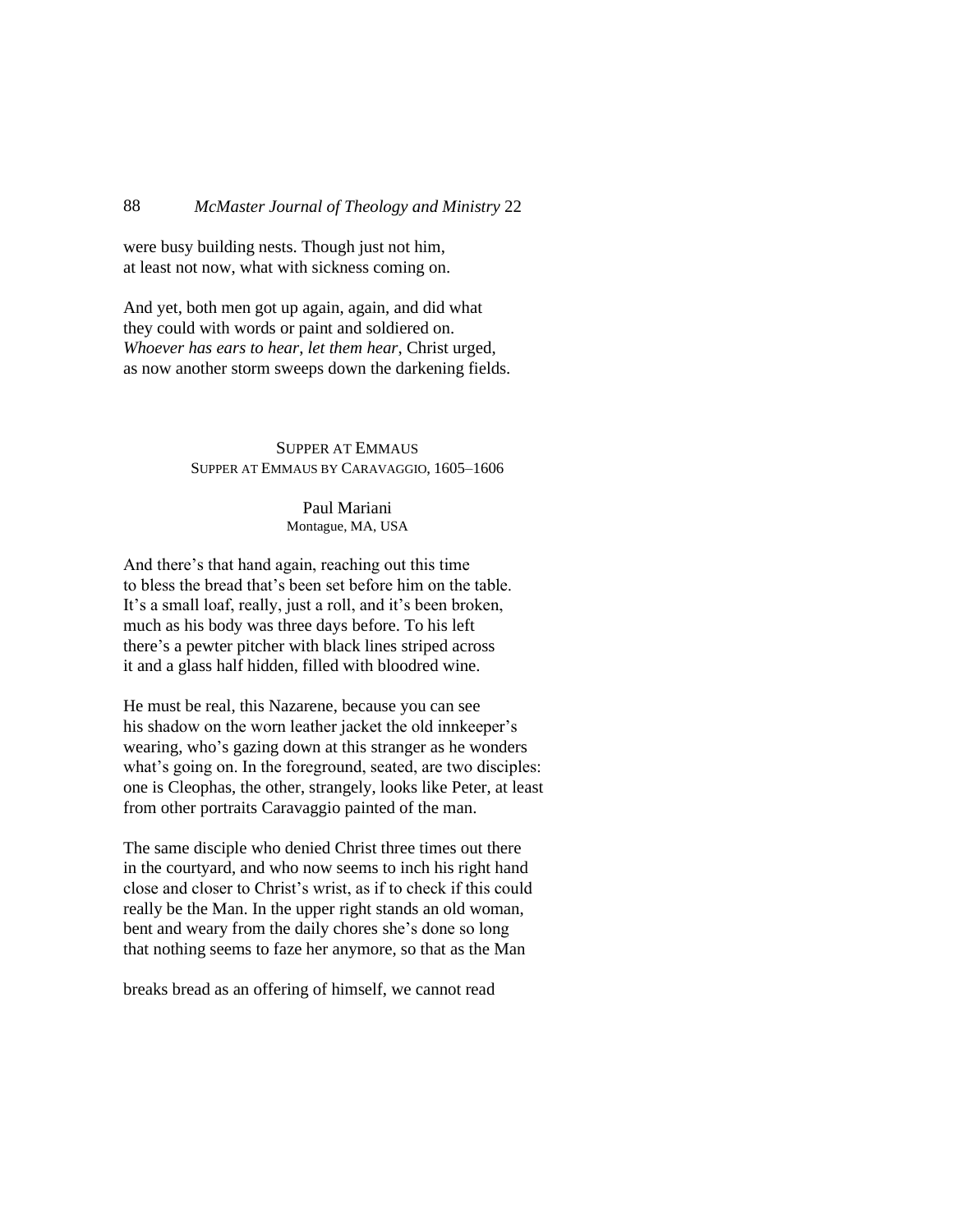were busy building nests. Though just not him,
at least not now, what with sickness coming on.

And yet, both men got up again, again, and did what
they could with words or paint and soldiered on.
*Whoever has ears to hear, let them hear*, Christ urged,
as now another storm sweeps down the darkening fields.

## Supper at Emmaus

### Supper at Emmaus by Caravaggio, 1605–1606

Paul Mariani
Montague, MA, USA

And there's that hand again, reaching out this time
to bless the bread that's been set before him on the table.
It's a small loaf, really, just a roll, and it's been broken,
much as his body was three days before. To his left
there's a pewter pitcher with black lines striped across
it and a glass half hidden, filled with bloodred wine.

He must be real, this Nazarene, because you can see
his shadow on the worn leather jacket the old innkeeper's
wearing, who's gazing down at this stranger as he wonders
what's going on. In the foreground, seated, are two disciples:
one is Cleophas, the other, strangely, looks like Peter, at least
from other portraits Caravaggio painted of the man.

The same disciple who denied Christ three times out there
in the courtyard, and who now seems to inch his right hand
close and closer to Christ's wrist, as if to check if this could
really be the Man. In the upper right stands an old woman,
bent and weary from the daily chores she's done so long
that nothing seems to faze her anymore, so that as the Man

breaks bread as an offering of himself, we cannot read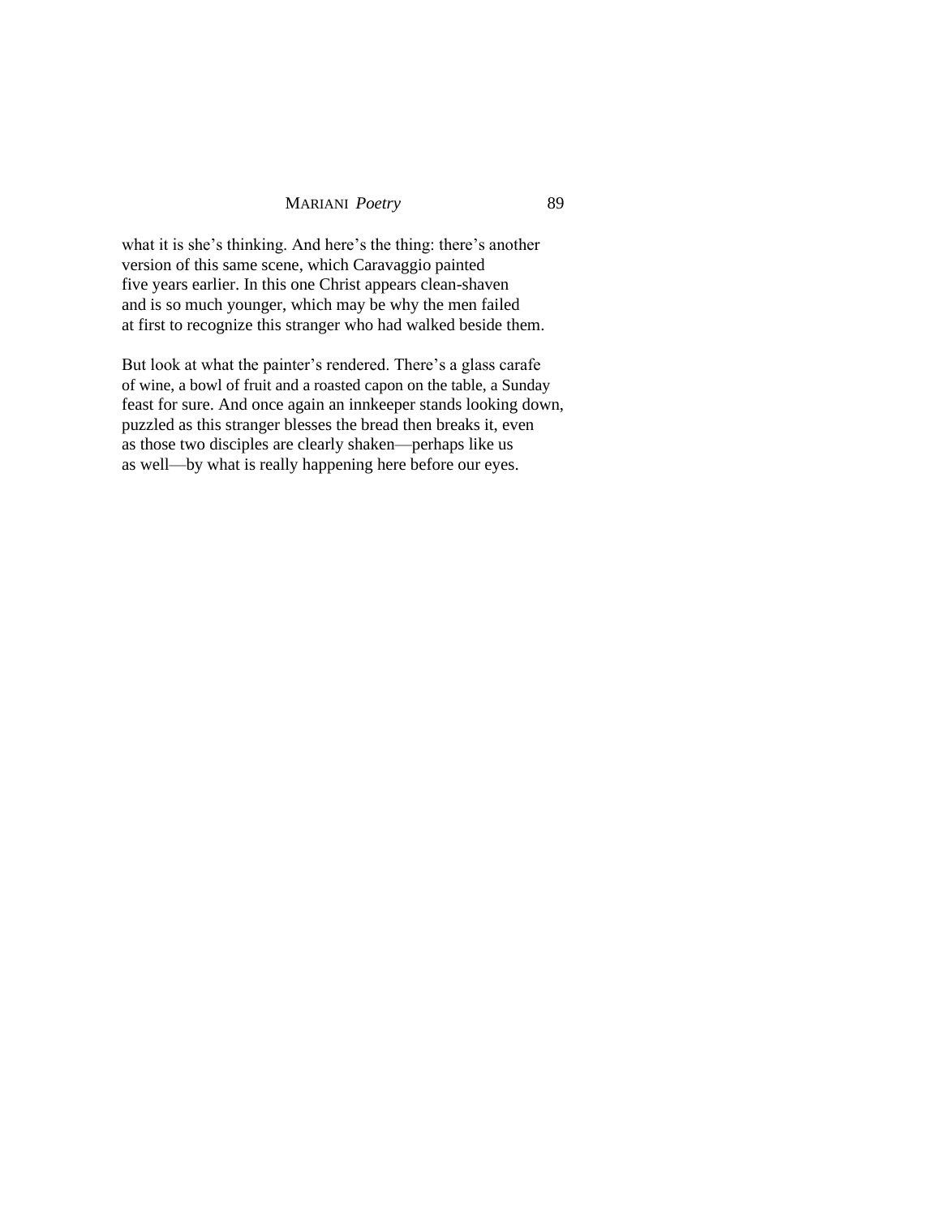what it is she's thinking. And here's the thing: there's another
version of this same scene, which Caravaggio painted
five years earlier. In this one Christ appears clean-shaven
and is so much younger, which may be why the men failed
at first to recognize this stranger who had walked beside them.

But look at what the painter's rendered. There's a glass carafe
of wine, a bowl of fruit and a roasted capon on the table, a Sunday
feast for sure. And once again an innkeeper stands looking down,
puzzled as this stranger blesses the bread then breaks it, even
as those two disciples are clearly shaken—perhaps like us
as well—by what is really happening here before our eyes.